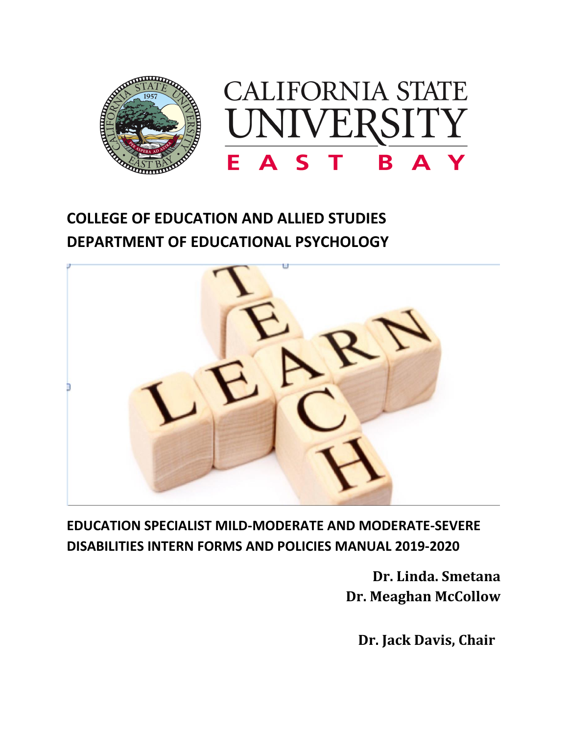CALIFORNIA STATE UNIVERSITY

EAST BAY

## COLLEGE OF EDUCATION AND ALLIED STUDIES
## DEPARTMENT OF EDUCATIONAL PSYCHOLOGY

# EDUCATION SPECIALIST MILD-MODERATE AND MODERATE-SEVERE DISABILITIES INTERN FORMS AND POLICIES MANUAL 2019-2020

**Dr. Linda. Smetana**
**Dr. Meaghan McCollow**

**Dr. Jack Davis, Chair**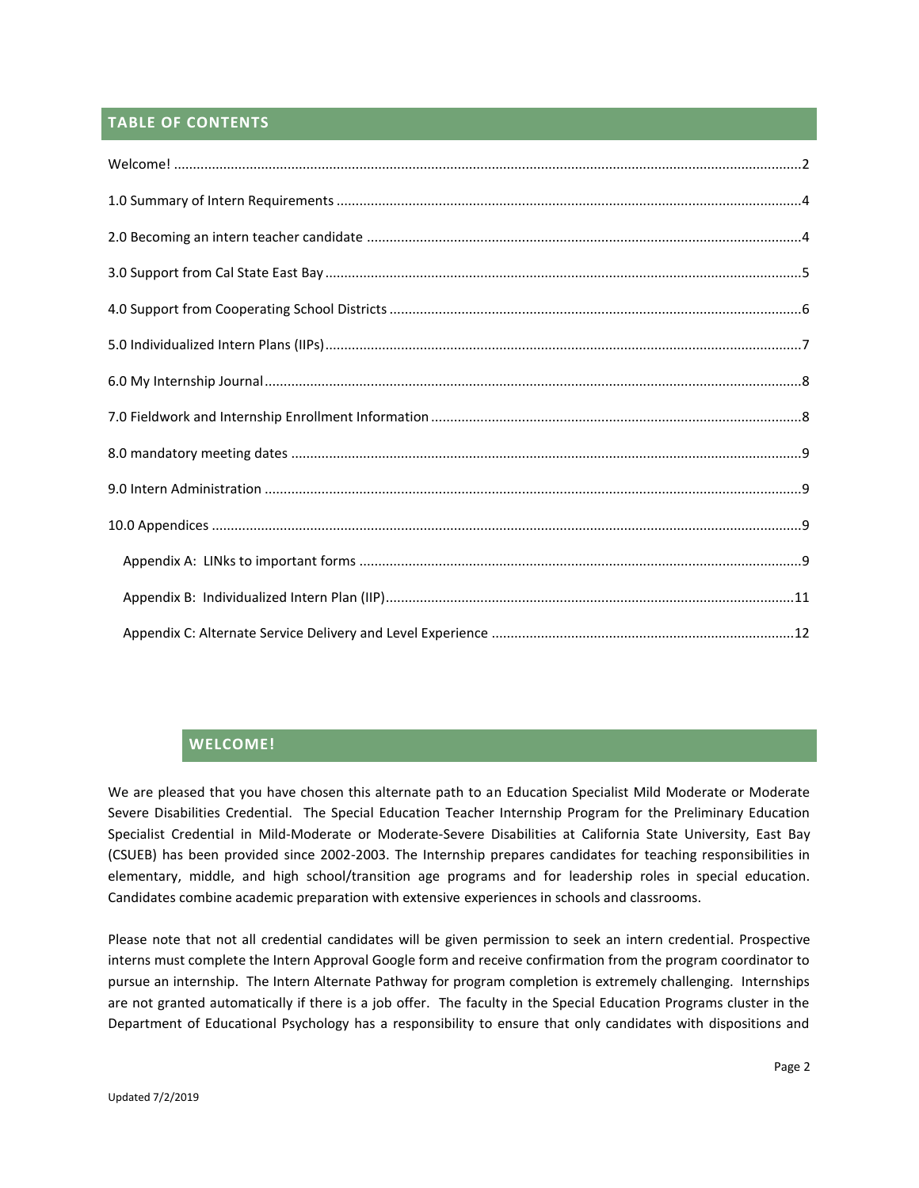## TABLE OF CONTENTS

Welcome! ........................................................................................................................................................2

1.0 Summary of Intern Requirements ..........................................................................................................4

2.0 Becoming an intern teacher candidate ..................................................................................................4

3.0 Support from Cal State East Bay .............................................................................................................5

4.0 Support from Cooperating School Districts ............................................................................................6

5.0 Individualized Intern Plans (IIPs).............................................................................................................7

6.0 My Internship Journal.............................................................................................................................8

7.0 Fieldwork and Internship Enrollment Information .................................................................................8

8.0 mandatory meeting dates ......................................................................................................................9

9.0 Intern Administration .............................................................................................................................9

10.0 Appendices ...........................................................................................................................................9

- Appendix A: LINks to important forms .....................................................................................................9
- Appendix B: Individualized Intern Plan (IIP)...........................................................................................11
- Appendix C: Alternate Service Delivery and Level Experience ...............................................................12

## WELCOME!

We are pleased that you have chosen this alternate path to an Education Specialist Mild Moderate or Moderate Severe Disabilities Credential. The Special Education Teacher Internship Program for the Preliminary Education Specialist Credential in Mild-Moderate or Moderate-Severe Disabilities at California State University, East Bay (CSUEB) has been provided since 2002-2003. The Internship prepares candidates for teaching responsibilities in elementary, middle, and high school/transition age programs and for leadership roles in special education. Candidates combine academic preparation with extensive experiences in schools and classrooms.

Please note that not all credential candidates will be given permission to seek an intern credential. Prospective interns must complete the Intern Approval Google form and receive confirmation from the program coordinator to pursue an internship. The Intern Alternate Pathway for program completion is extremely challenging. Internships are not granted automatically if there is a job offer. The faculty in the Special Education Programs cluster in the Department of Educational Psychology has a responsibility to ensure that only candidates with dispositions and

Updated 7/2/2019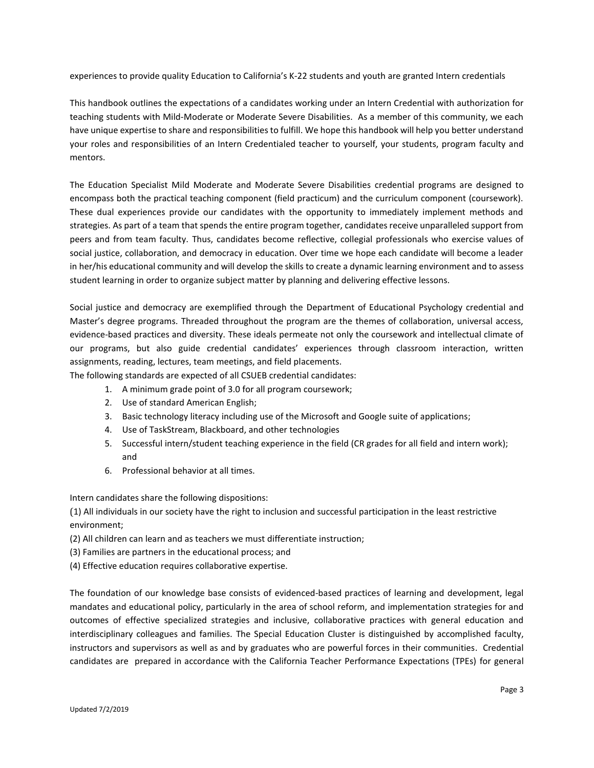experiences to provide quality Education to California's K-22 students and youth are granted Intern credentials

This handbook outlines the expectations of a candidates working under an Intern Credential with authorization for teaching students with Mild-Moderate or Moderate Severe Disabilities. As a member of this community, we each have unique expertise to share and responsibilities to fulfill. We hope this handbook will help you better understand your roles and responsibilities of an Intern Credentialed teacher to yourself, your students, program faculty and mentors.

The Education Specialist Mild Moderate and Moderate Severe Disabilities credential programs are designed to encompass both the practical teaching component (field practicum) and the curriculum component (coursework). These dual experiences provide our candidates with the opportunity to immediately implement methods and strategies. As part of a team that spends the entire program together, candidates receive unparalleled support from peers and from team faculty. Thus, candidates become reflective, collegial professionals who exercise values of social justice, collaboration, and democracy in education. Over time we hope each candidate will become a leader in her/his educational community and will develop the skills to create a dynamic learning environment and to assess student learning in order to organize subject matter by planning and delivering effective lessons.

Social justice and democracy are exemplified through the Department of Educational Psychology credential and Master's degree programs. Threaded throughout the program are the themes of collaboration, universal access, evidence-based practices and diversity. These ideals permeate not only the coursework and intellectual climate of our programs, but also guide credential candidates' experiences through classroom interaction, written assignments, reading, lectures, team meetings, and field placements.

The following standards are expected of all CSUEB credential candidates:

1. A minimum grade point of 3.0 for all program coursework;
2. Use of standard American English;
3. Basic technology literacy including use of the Microsoft and Google suite of applications;
4. Use of TaskStream, Blackboard, and other technologies
5. Successful intern/student teaching experience in the field (CR grades for all field and intern work); and
6. Professional behavior at all times.

Intern candidates share the following dispositions:

(1) All individuals in our society have the right to inclusion and successful participation in the least restrictive environment;

(2) All children can learn and as teachers we must differentiate instruction;

(3) Families are partners in the educational process; and

(4) Effective education requires collaborative expertise.

The foundation of our knowledge base consists of evidenced-based practices of learning and development, legal mandates and educational policy, particularly in the area of school reform, and implementation strategies for and outcomes of effective specialized strategies and inclusive, collaborative practices with general education and interdisciplinary colleagues and families. The Special Education Cluster is distinguished by accomplished faculty, instructors and supervisors as well as and by graduates who are powerful forces in their communities. Credential candidates are prepared in accordance with the California Teacher Performance Expectations (TPEs) for general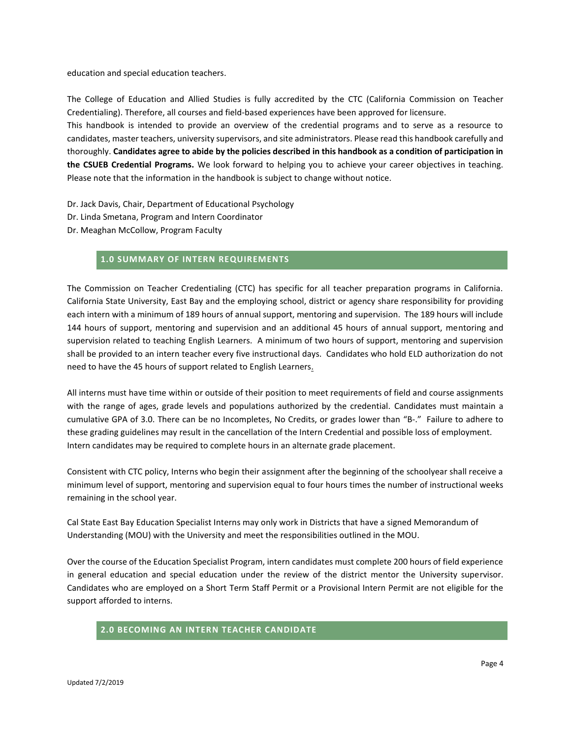education and special education teachers.

The College of Education and Allied Studies is fully accredited by the CTC (California Commission on Teacher Credentialing). Therefore, all courses and field-based experiences have been approved for licensure.

This handbook is intended to provide an overview of the credential programs and to serve as a resource to candidates, master teachers, university supervisors, and site administrators. Please read this handbook carefully and thoroughly. **Candidates agree to abide by the policies described in this handbook as a condition of participation in the CSUEB Credential Programs.** We look forward to helping you to achieve your career objectives in teaching. Please note that the information in the handbook is subject to change without notice.

Dr. Jack Davis, Chair, Department of Educational Psychology
Dr. Linda Smetana, Program and Intern Coordinator
Dr. Meaghan McCollow, Program Faculty

## 1.0 SUMMARY OF INTERN REQUIREMENTS

The Commission on Teacher Credentialing (CTC) has specific for all teacher preparation programs in California. California State University, East Bay and the employing school, district or agency share responsibility for providing each intern with a minimum of 189 hours of annual support, mentoring and supervision. The 189 hours will include 144 hours of support, mentoring and supervision and an additional 45 hours of annual support, mentoring and supervision related to teaching English Learners. A minimum of two hours of support, mentoring and supervision shall be provided to an intern teacher every five instructional days. Candidates who hold ELD authorization do not need to have the 45 hours of support related to English Learners.

All interns must have time within or outside of their position to meet requirements of field and course assignments with the range of ages, grade levels and populations authorized by the credential. Candidates must maintain a cumulative GPA of 3.0. There can be no Incompletes, No Credits, or grades lower than "B-." Failure to adhere to these grading guidelines may result in the cancellation of the Intern Credential and possible loss of employment. Intern candidates may be required to complete hours in an alternate grade placement.

Consistent with CTC policy, Interns who begin their assignment after the beginning of the schoolyear shall receive a minimum level of support, mentoring and supervision equal to four hours times the number of instructional weeks remaining in the school year.

Cal State East Bay Education Specialist Interns may only work in Districts that have a signed Memorandum of Understanding (MOU) with the University and meet the responsibilities outlined in the MOU.

Over the course of the Education Specialist Program, intern candidates must complete 200 hours of field experience in general education and special education under the review of the district mentor the University supervisor. Candidates who are employed on a Short Term Staff Permit or a Provisional Intern Permit are not eligible for the support afforded to interns.

## 2.0 BECOMING AN INTERN TEACHER CANDIDATE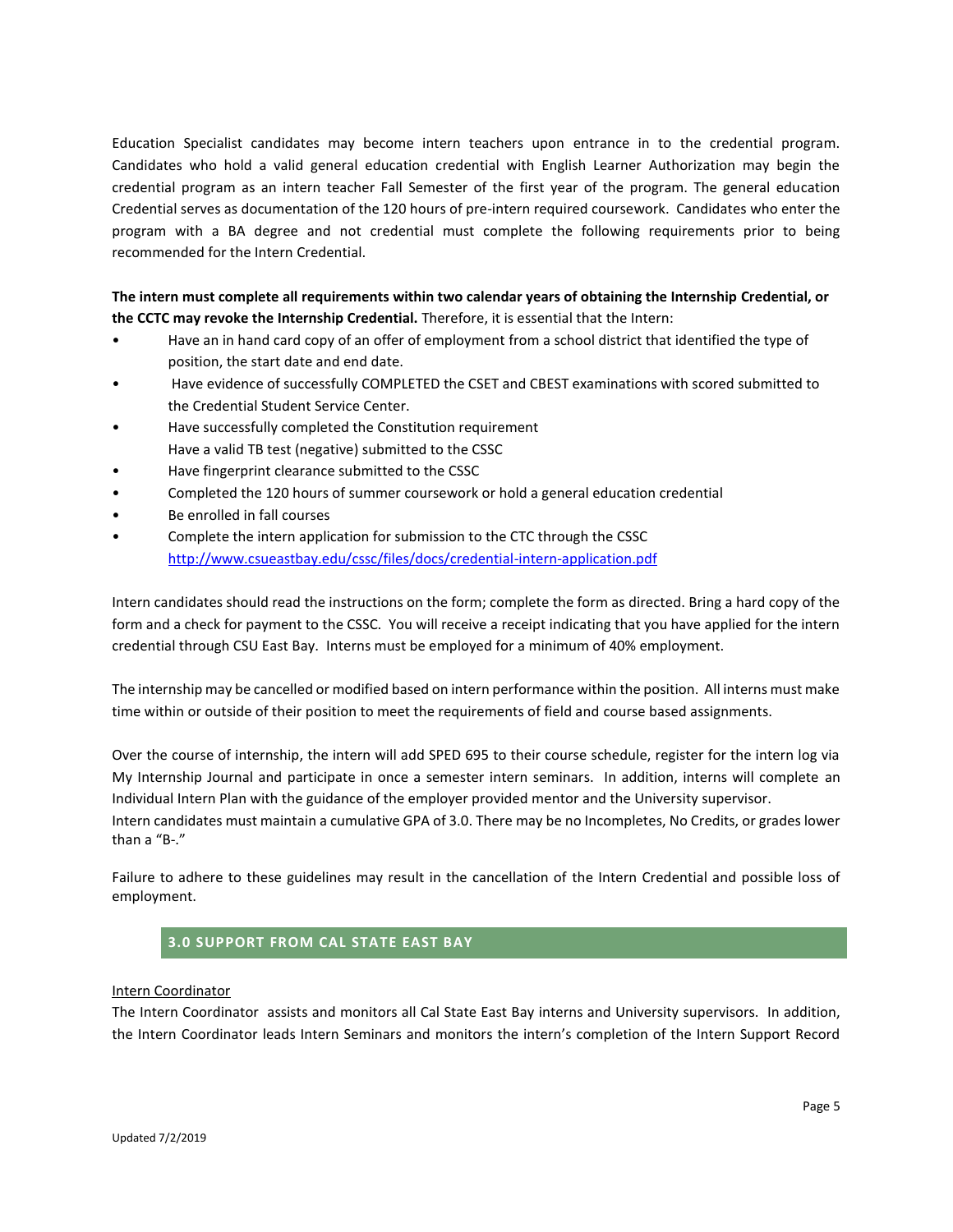Education Specialist candidates may become intern teachers upon entrance in to the credential program. Candidates who hold a valid general education credential with English Learner Authorization may begin the credential program as an intern teacher Fall Semester of the first year of the program. The general education Credential serves as documentation of the 120 hours of pre-intern required coursework. Candidates who enter the program with a BA degree and not credential must complete the following requirements prior to being recommended for the Intern Credential.

**The intern must complete all requirements within two calendar years of obtaining the Internship Credential, or the CCTC may revoke the Internship Credential.** Therefore, it is essential that the Intern:

- Have an in hand card copy of an offer of employment from a school district that identified the type of position, the start date and end date.
- Have evidence of successfully COMPLETED the CSET and CBEST examinations with scored submitted to the Credential Student Service Center.
- Have successfully completed the Constitution requirement
  Have a valid TB test (negative) submitted to the CSSC
- Have fingerprint clearance submitted to the CSSC
- Completed the 120 hours of summer coursework or hold a general education credential
- Be enrolled in fall courses
- Complete the intern application for submission to the CTC through the CSSC
  [http://www.csueastbay.edu/cssc/files/docs/credential-intern-application.pdf](http://www.csueastbay.edu/cssc/files/docs/credential-intern-application.pdf)

Intern candidates should read the instructions on the form; complete the form as directed. Bring a hard copy of the form and a check for payment to the CSSC. You will receive a receipt indicating that you have applied for the intern credential through CSU East Bay. Interns must be employed for a minimum of 40% employment.

The internship may be cancelled or modified based on intern performance within the position. All interns must make time within or outside of their position to meet the requirements of field and course based assignments.

Over the course of internship, the intern will add SPED 695 to their course schedule, register for the intern log via My Internship Journal and participate in once a semester intern seminars. In addition, interns will complete an Individual Intern Plan with the guidance of the employer provided mentor and the University supervisor.
Intern candidates must maintain a cumulative GPA of 3.0. There may be no Incompletes, No Credits, or grades lower than a "B-."

Failure to adhere to these guidelines may result in the cancellation of the Intern Credential and possible loss of employment.

## 3.0 SUPPORT FROM CAL STATE EAST BAY

Intern Coordinator

The Intern Coordinator assists and monitors all Cal State East Bay interns and University supervisors. In addition, the Intern Coordinator leads Intern Seminars and monitors the intern's completion of the Intern Support Record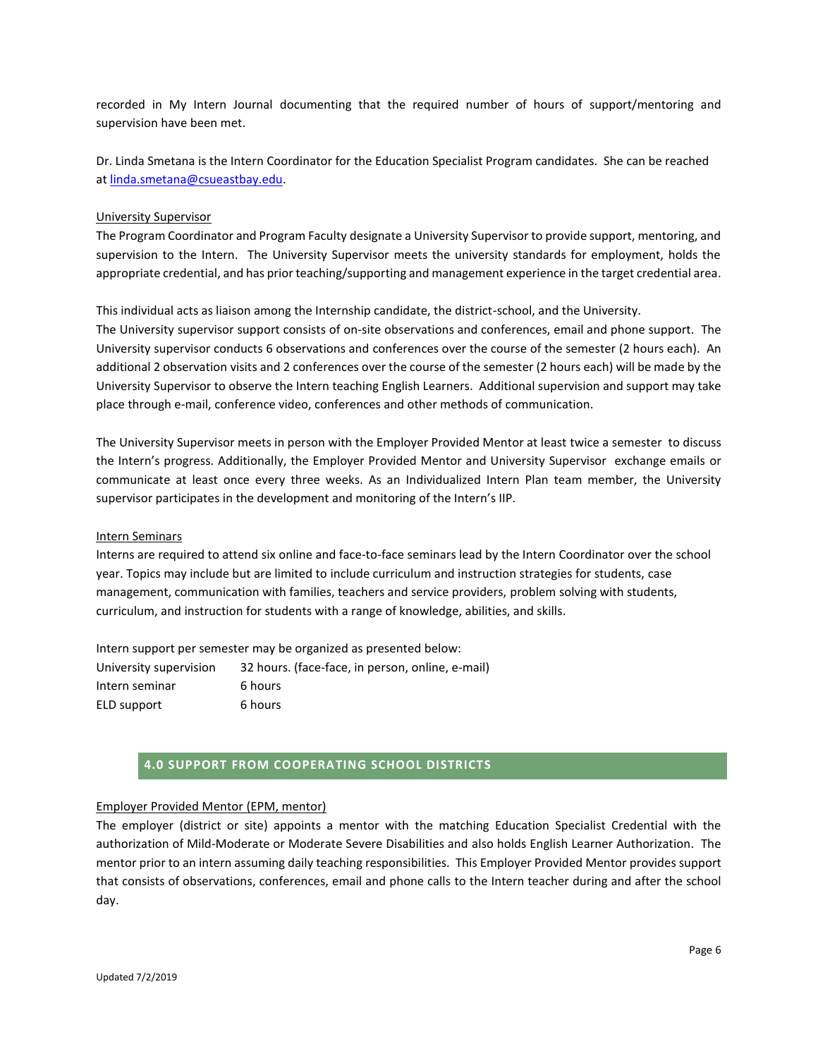recorded in My Intern Journal documenting that the required number of hours of support/mentoring and supervision have been met.

Dr. Linda Smetana is the Intern Coordinator for the Education Specialist Program candidates. She can be reached at linda.smetana@csueastbay.edu.

University Supervisor

The Program Coordinator and Program Faculty designate a University Supervisor to provide support, mentoring, and supervision to the Intern. The University Supervisor meets the university standards for employment, holds the appropriate credential, and has prior teaching/supporting and management experience in the target credential area.

This individual acts as liaison among the Internship candidate, the district-school, and the University.

The University supervisor support consists of on-site observations and conferences, email and phone support. The University supervisor conducts 6 observations and conferences over the course of the semester (2 hours each). An additional 2 observation visits and 2 conferences over the course of the semester (2 hours each) will be made by the University Supervisor to observe the Intern teaching English Learners. Additional supervision and support may take place through e-mail, conference video, conferences and other methods of communication.

The University Supervisor meets in person with the Employer Provided Mentor at least twice a semester to discuss the Intern's progress. Additionally, the Employer Provided Mentor and University Supervisor exchange emails or communicate at least once every three weeks. As an Individualized Intern Plan team member, the University supervisor participates in the development and monitoring of the Intern's IIP.

Intern Seminars

Interns are required to attend six online and face-to-face seminars lead by the Intern Coordinator over the school year. Topics may include but are limited to include curriculum and instruction strategies for students, case management, communication with families, teachers and service providers, problem solving with students, curriculum, and instruction for students with a range of knowledge, abilities, and skills.

Intern support per semester may be organized as presented below:

| | |
|---|---|
| University supervision | 32 hours. (face-face, in person, online, e-mail) |
| Intern seminar | 6 hours |
| ELD support | 6 hours |

## 4.0 SUPPORT FROM COOPERATING SCHOOL DISTRICTS

Employer Provided Mentor (EPM, mentor)

The employer (district or site) appoints a mentor with the matching Education Specialist Credential with the authorization of Mild-Moderate or Moderate Severe Disabilities and also holds English Learner Authorization. The mentor prior to an intern assuming daily teaching responsibilities. This Employer Provided Mentor provides support that consists of observations, conferences, email and phone calls to the Intern teacher during and after the school day.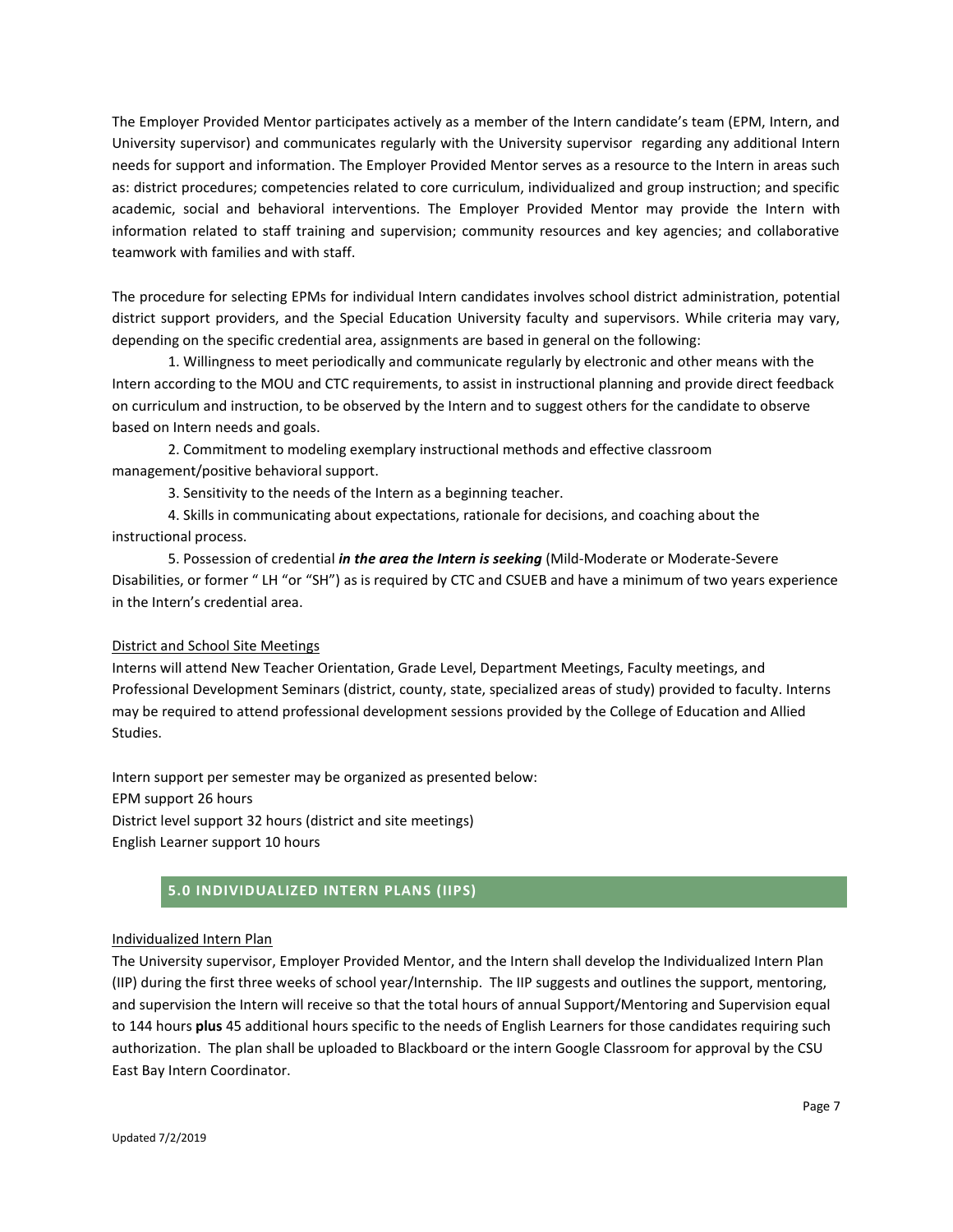The Employer Provided Mentor participates actively as a member of the Intern candidate's team (EPM, Intern, and University supervisor) and communicates regularly with the University supervisor regarding any additional Intern needs for support and information. The Employer Provided Mentor serves as a resource to the Intern in areas such as: district procedures; competencies related to core curriculum, individualized and group instruction; and specific academic, social and behavioral interventions. The Employer Provided Mentor may provide the Intern with information related to staff training and supervision; community resources and key agencies; and collaborative teamwork with families and with staff.

The procedure for selecting EPMs for individual Intern candidates involves school district administration, potential district support providers, and the Special Education University faculty and supervisors. While criteria may vary, depending on the specific credential area, assignments are based in general on the following:

1. Willingness to meet periodically and communicate regularly by electronic and other means with the Intern according to the MOU and CTC requirements, to assist in instructional planning and provide direct feedback on curriculum and instruction, to be observed by the Intern and to suggest others for the candidate to observe based on Intern needs and goals.
2. Commitment to modeling exemplary instructional methods and effective classroom management/positive behavioral support.
3. Sensitivity to the needs of the Intern as a beginning teacher.
4. Skills in communicating about expectations, rationale for decisions, and coaching about the instructional process.
5. Possession of credential ***in the area the Intern is seeking*** (Mild-Moderate or Moderate-Severe Disabilities, or former " LH "or "SH") as is required by CTC and CSUEB and have a minimum of two years experience in the Intern's credential area.

District and School Site Meetings

Interns will attend New Teacher Orientation, Grade Level, Department Meetings, Faculty meetings, and Professional Development Seminars (district, county, state, specialized areas of study) provided to faculty. Interns may be required to attend professional development sessions provided by the College of Education and Allied Studies.

Intern support per semester may be organized as presented below:
EPM support 26 hours
District level support 32 hours (district and site meetings)
English Learner support 10 hours

## 5.0 INDIVIDUALIZED INTERN PLANS (IIPS)

Individualized Intern Plan

The University supervisor, Employer Provided Mentor, and the Intern shall develop the Individualized Intern Plan (IIP) during the first three weeks of school year/Internship. The IIP suggests and outlines the support, mentoring, and supervision the Intern will receive so that the total hours of annual Support/Mentoring and Supervision equal to 144 hours **plus** 45 additional hours specific to the needs of English Learners for those candidates requiring such authorization. The plan shall be uploaded to Blackboard or the intern Google Classroom for approval by the CSU East Bay Intern Coordinator.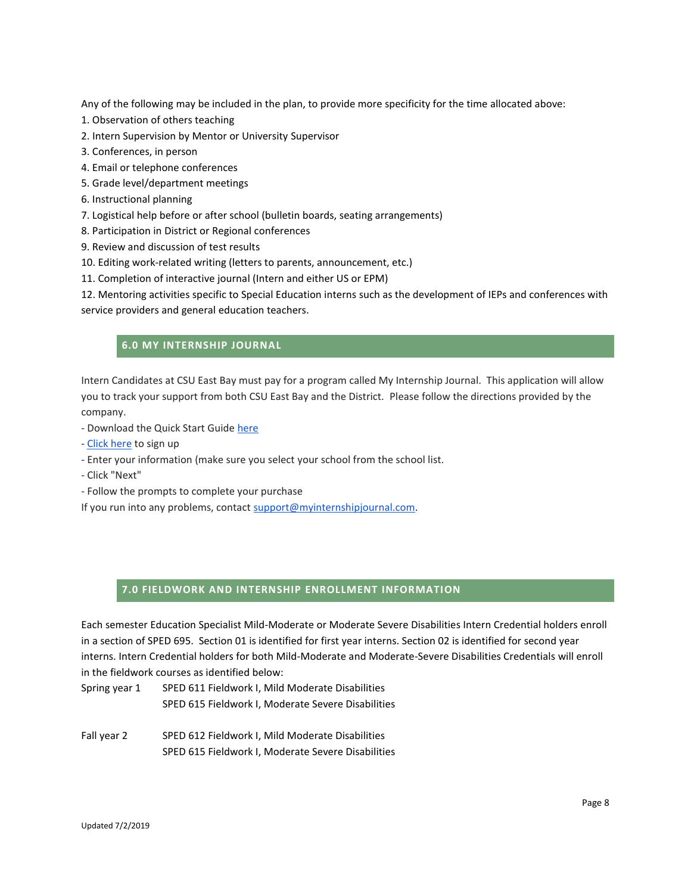Any of the following may be included in the plan, to provide more specificity for the time allocated above:

1. Observation of others teaching
2. Intern Supervision by Mentor or University Supervisor
3. Conferences, in person
4. Email or telephone conferences
5. Grade level/department meetings
6. Instructional planning
7. Logistical help before or after school (bulletin boards, seating arrangements)
8. Participation in District or Regional conferences
9. Review and discussion of test results
10. Editing work-related writing (letters to parents, announcement, etc.)
11. Completion of interactive journal (Intern and either US or EPM)
12. Mentoring activities specific to Special Education interns such as the development of IEPs and conferences with service providers and general education teachers.

## 6.0 MY INTERNSHIP JOURNAL

Intern Candidates at CSU East Bay must pay for a program called My Internship Journal. This application will allow you to track your support from both CSU East Bay and the District. Please follow the directions provided by the company.

- Download the Quick Start Guide here
- Click here to sign up
- Enter your information (make sure you select your school from the school list.
- Click "Next"
- Follow the prompts to complete your purchase

If you run into any problems, contact support@myinternshipjournal.com.

## 7.0 FIELDWORK AND INTERNSHIP ENROLLMENT INFORMATION

Each semester Education Specialist Mild-Moderate or Moderate Severe Disabilities Intern Credential holders enroll in a section of SPED 695. Section 01 is identified for first year interns. Section 02 is identified for second year interns. Intern Credential holders for both Mild-Moderate and Moderate-Severe Disabilities Credentials will enroll in the fieldwork courses as identified below:

| | |
|---|---|
| Spring year 1 | SPED 611 Fieldwork I, Mild Moderate Disabilities |
| | SPED 615 Fieldwork I, Moderate Severe Disabilities |
| Fall year 2 | SPED 612 Fieldwork I, Mild Moderate Disabilities |
| | SPED 615 Fieldwork I, Moderate Severe Disabilities |

Updated 7/2/2019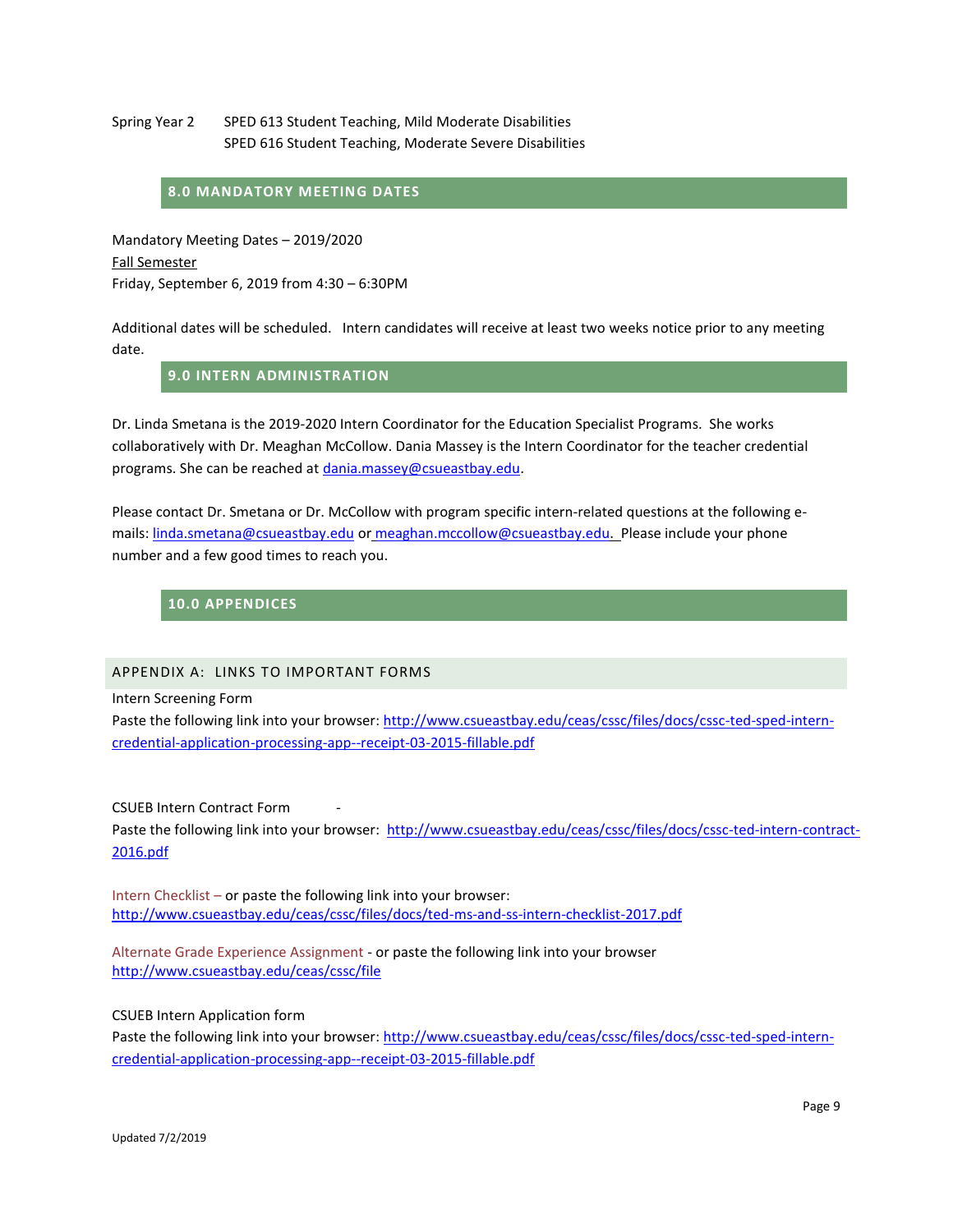Spring Year 2 SPED 613 Student Teaching, Mild Moderate Disabilities
SPED 616 Student Teaching, Moderate Severe Disabilities

## 8.0 MANDATORY MEETING DATES

Mandatory Meeting Dates – 2019/2020

Fall Semester

Friday, September 6, 2019 from 4:30 – 6:30PM

Additional dates will be scheduled. Intern candidates will receive at least two weeks notice prior to any meeting date.

## 9.0 INTERN ADMINISTRATION

Dr. Linda Smetana is the 2019-2020 Intern Coordinator for the Education Specialist Programs. She works collaboratively with Dr. Meaghan McCollow. Dania Massey is the Intern Coordinator for the teacher credential programs. She can be reached at dania.massey@csueastbay.edu.

Please contact Dr. Smetana or Dr. McCollow with program specific intern-related questions at the following e-mails: linda.smetana@csueastbay.edu or meaghan.mccollow@csueastbay.edu. Please include your phone number and a few good times to reach you.

## 10.0 APPENDICES

### APPENDIX A: LINKS TO IMPORTANT FORMS

Intern Screening Form

Paste the following link into your browser: http://www.csueastbay.edu/ceas/cssc/files/docs/cssc-ted-sped-intern-credential-application-processing-app--receipt-03-2015-fillable.pdf

CSUEB Intern Contract Form -

Paste the following link into your browser: http://www.csueastbay.edu/ceas/cssc/files/docs/cssc-ted-intern-contract-2016.pdf

Intern Checklist – or paste the following link into your browser:
http://www.csueastbay.edu/ceas/cssc/files/docs/ted-ms-and-ss-intern-checklist-2017.pdf

Alternate Grade Experience Assignment - or paste the following link into your browser
http://www.csueastbay.edu/ceas/cssc/file

CSUEB Intern Application form

Paste the following link into your browser: http://www.csueastbay.edu/ceas/cssc/files/docs/cssc-ted-sped-intern-credential-application-processing-app--receipt-03-2015-fillable.pdf

Updated 7/2/2019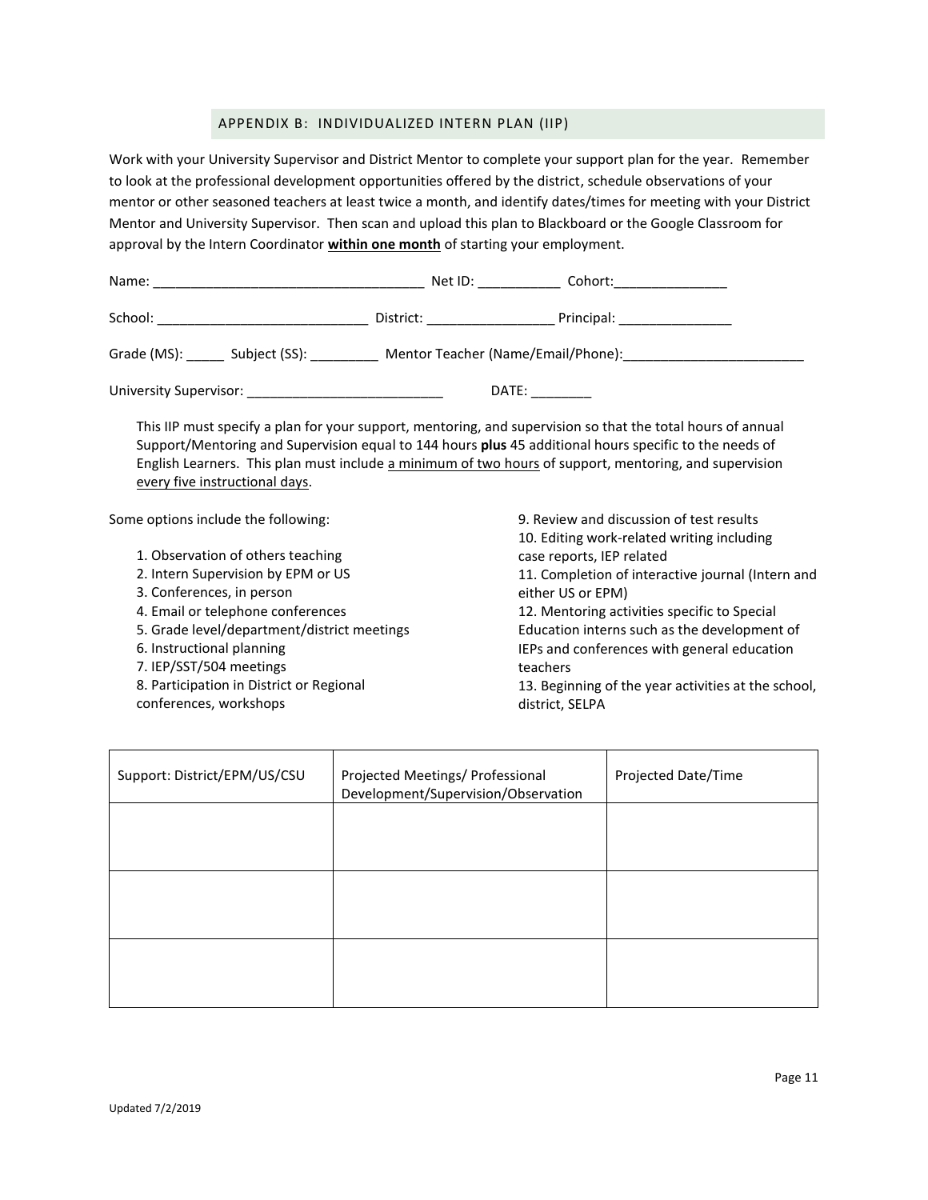## APPENDIX B: INDIVIDUALIZED INTERN PLAN (IIP)

Work with your University Supervisor and District Mentor to complete your support plan for the year. Remember to look at the professional development opportunities offered by the district, schedule observations of your mentor or other seasoned teachers at least twice a month, and identify dates/times for meeting with your District Mentor and University Supervisor. Then scan and upload this plan to Blackboard or the Google Classroom for approval by the Intern Coordinator **within one month** of starting your employment.

Name: ___________________________________ Net ID: ___________ Cohort:_______________

School: ____________________________ District: _________________ Principal: _______________

Grade (MS): _____ Subject (SS): _________ Mentor Teacher (Name/Email/Phone):________________________

University Supervisor: __________________________ DATE: ________

This IIP must specify a plan for your support, mentoring, and supervision so that the total hours of annual Support/Mentoring and Supervision equal to 144 hours **plus** 45 additional hours specific to the needs of English Learners. This plan must include <u>a minimum of two hours</u> of support, mentoring, and supervision <u>every five instructional days</u>.

Some options include the following:

1. Observation of others teaching
2. Intern Supervision by EPM or US
3. Conferences, in person
4. Email or telephone conferences
5. Grade level/department/district meetings
6. Instructional planning
7. IEP/SST/504 meetings
8. Participation in District or Regional conferences, workshops
9. Review and discussion of test results
10. Editing work-related writing including case reports, IEP related
11. Completion of interactive journal (Intern and either US or EPM)
12. Mentoring activities specific to Special Education interns such as the development of IEPs and conferences with general education teachers
13. Beginning of the year activities at the school, district, SELPA

| Support: District/EPM/US/CSU | Projected Meetings/ Professional Development/Supervision/Observation | Projected Date/Time |
|---|---|---|
| | | |
| | | |
| | | |

Updated 7/2/2019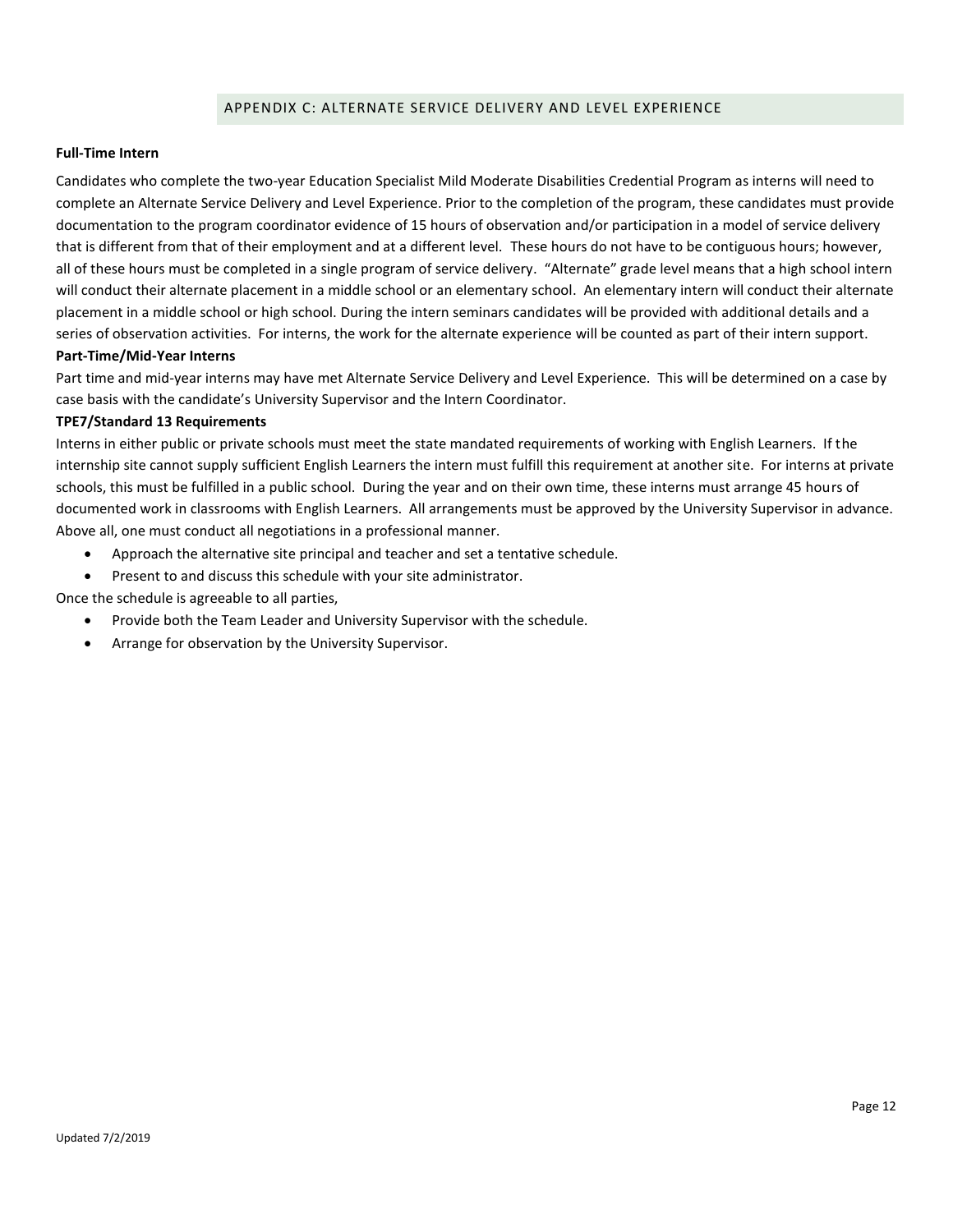## APPENDIX C: ALTERNATE SERVICE DELIVERY AND LEVEL EXPERIENCE

**Full-Time Intern**

Candidates who complete the two-year Education Specialist Mild Moderate Disabilities Credential Program as interns will need to complete an Alternate Service Delivery and Level Experience. Prior to the completion of the program, these candidates must provide documentation to the program coordinator evidence of 15 hours of observation and/or participation in a model of service delivery that is different from that of their employment and at a different level. These hours do not have to be contiguous hours; however, all of these hours must be completed in a single program of service delivery. "Alternate" grade level means that a high school intern will conduct their alternate placement in a middle school or an elementary school. An elementary intern will conduct their alternate placement in a middle school or high school. During the intern seminars candidates will be provided with additional details and a series of observation activities. For interns, the work for the alternate experience will be counted as part of their intern support.

**Part-Time/Mid-Year Interns**

Part time and mid-year interns may have met Alternate Service Delivery and Level Experience. This will be determined on a case by case basis with the candidate's University Supervisor and the Intern Coordinator.

**TPE7/Standard 13 Requirements**

Interns in either public or private schools must meet the state mandated requirements of working with English Learners. If the internship site cannot supply sufficient English Learners the intern must fulfill this requirement at another site. For interns at private schools, this must be fulfilled in a public school. During the year and on their own time, these interns must arrange 45 hours of documented work in classrooms with English Learners. All arrangements must be approved by the University Supervisor in advance. Above all, one must conduct all negotiations in a professional manner.

- Approach the alternative site principal and teacher and set a tentative schedule.
- Present to and discuss this schedule with your site administrator.

Once the schedule is agreeable to all parties,

- Provide both the Team Leader and University Supervisor with the schedule.
- Arrange for observation by the University Supervisor.

Updated 7/2/2019